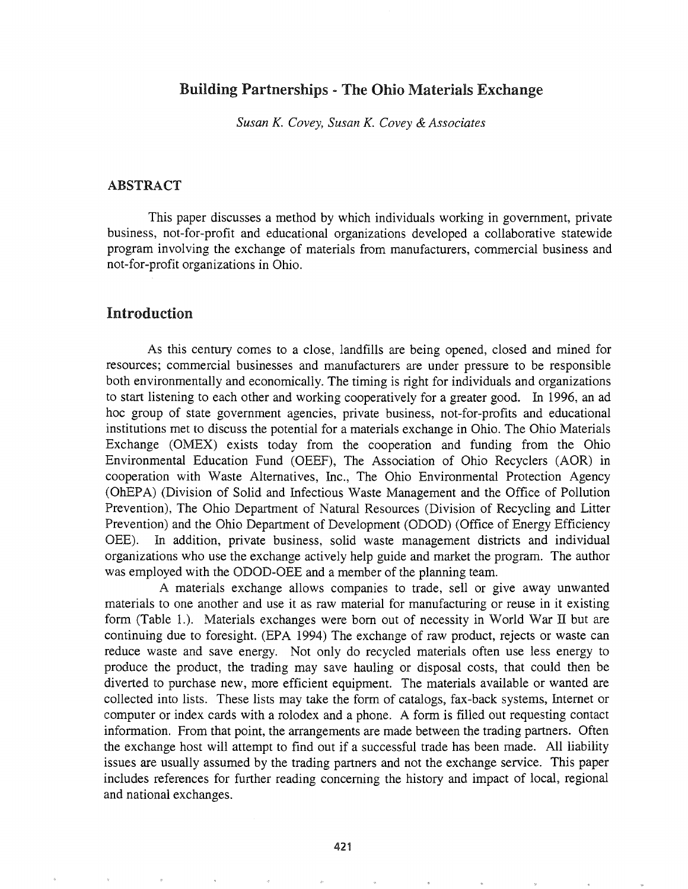# Building Partnerships - The Ohio Materials Exchange

*Susan K. Covey, Susan K. Covey & Associates*

## ABSTRACT

This paper discusses a method by which individuals working in government, private business, not-for-profit and educational organizations developed a collaborative statewide program involving the exchange of materials from manufacturers, commercial business and not-for-profit organizations in Ohio.

## Introduction

As this century comes to a close, landfills are being opened, closed and mined for resources; commercial businesses and manufacturers are under pressure to be responsible both environmentally and economically. The timing is right for individuals and organizations to start listening to each other and working cooperatively for a greater good. In 1996, an ad hoc group of state government agencies, private business, not-for-profits and educational institutions met to discuss the potential for a materials exchange in Ohio. The Ohio Materials Exchange (OMEX) exists today from the cooperation and funding from the Ohio Environmental Education Fund (OEEF), The Association of Ohio Recyclers (AOR) in cooperation with Waste Alternatives, Inc., The Ohio Environmental Protection Agency (OhEPA) (Division of Solid and Infectious Waste Management and the Office of Pollution Prevention), The Ohio Department of Natural Resources (Division of Recycling and Litter Prevention) and the Ohio Department of Development (ODOD) (Office of Energy Efficiency OEE). In addition, private business, solid waste management districts and individual organizations who use the exchange actively help guide and market the program. The author was employed with the ODOD-OEE and a member of the planning team.

A materials exchange allows companies to trade, sell or give away unwanted materials to one another and use it as raw material for manufacturing or reuse in it existing form (Table 1.). Materials exchanges were born out of necessity in World War II but are continuing due to foresight. (EPA 1994) The exchange of raw product, rejects or waste can reduce waste and save energy. Not only do recycled materials often use less energy to produce the product, the trading may save hauling or disposal costs, that could then be diverted to purchase new, more efficient equipment. The materials available or wanted are collected into lists. These lists may take the form of catalogs, fax-back systems, Internet or computer or index cards with a rolodex and a phone. A form is filled out requesting contact information. From that point, the arrangements are made between the trading partners. Often the exchange host will attempt to find out if a successful trade has been made. All liability issues are usually assumed by the trading partners and not the exchange service. This paper includes references for further reading concerning the history and impact of local, regional and national exchanges.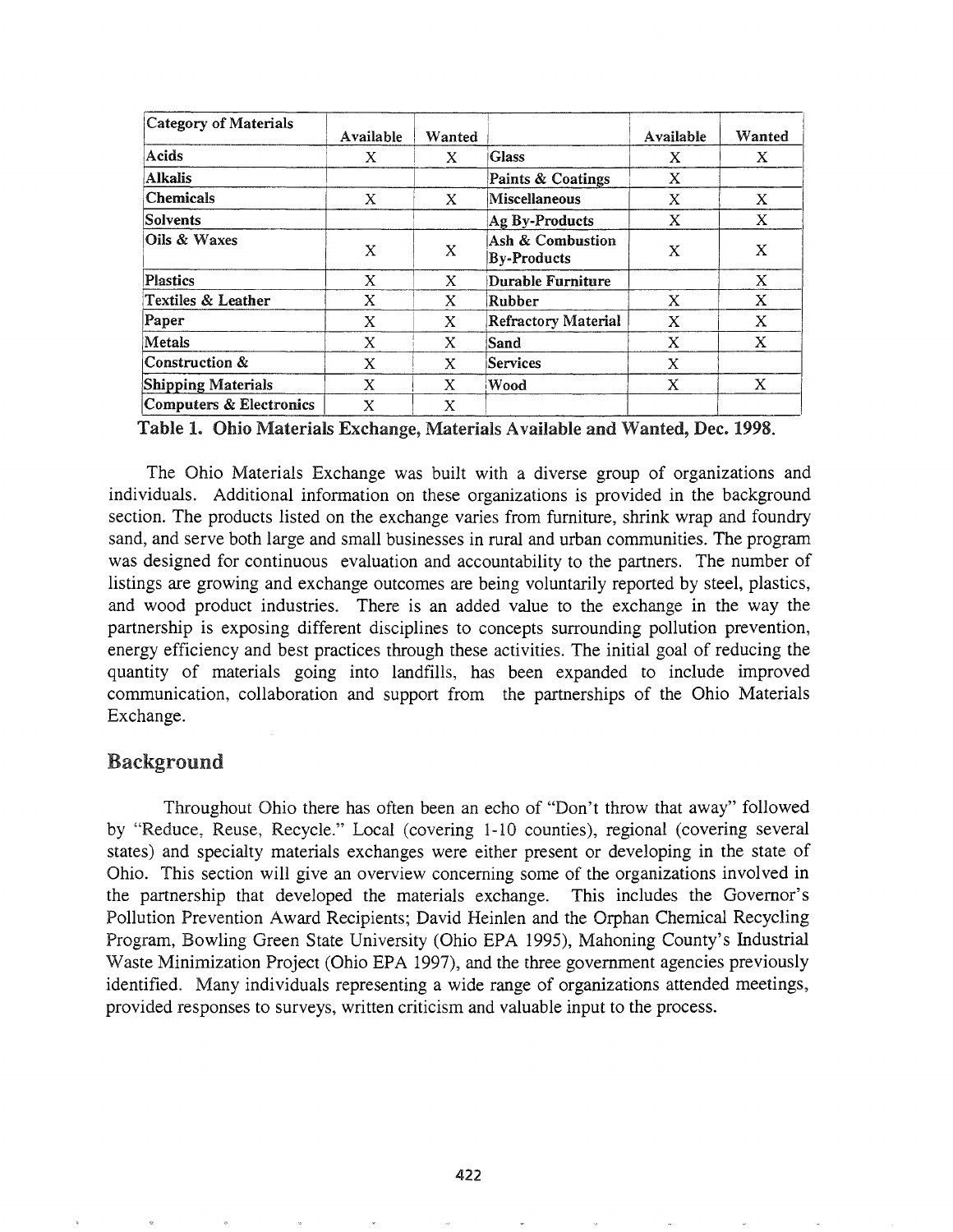| Category of Materials | Available | Wanted | | Available | Wanted |
|---|---|---|---|---|---|
| Acids | X | X | Glass | X | X |
| Alkalis | | | Paints & Coatings | X | |
| Chemicals | X | X | Miscellaneous | X | X |
| Solvents | | | Ag By-Products | X | X |
| Oils & Waxes | X | X | Ash & Combustion By-Products | X | X |
| Plastics | X | X | Durable Furniture | | X |
| Textiles & Leather | X | X | Rubber | X | X |
| Paper | X | X | Refractory Material | X | X |
| Metals | X | X | Sand | X | X |
| Construction & | X | X | Services | X | |
| Shipping Materials | X | X | Wood | X | X |
| Computers & Electronics | X | X | | | |

**Table 1. Ohio Materials Exchange, Materials Available and Wanted, Dec. 1998.**

The Ohio Materials Exchange was built with a diverse group of organizations and individuals. Additional information on these organizations is provided in the background section. The products listed on the exchange varies from furniture, shrink wrap and foundry sand, and serve both large and small businesses in rural and urban communities. The program was designed for continuous evaluation and accountability to the partners. The number of listings are growing and exchange outcomes are being voluntarily reported by steel, plastics, and wood product industries. There is an added value to the exchange in the way the partnership is exposing different disciplines to concepts surrounding pollution prevention, energy efficiency and best practices through these activities. The initial goal of reducing the quantity of materials going into landfills, has been expanded to include improved communication, collaboration and support from the partnerships of the Ohio Materials Exchange.

## Background

Throughout Ohio there has often been an echo of "Don't throw that away" followed by "Reduce, Reuse, Recycle." Local (covering 1-10 counties), regional (covering several states) and specialty materials exchanges were either present or developing in the state of Ohio. This section will give an overview concerning some of the organizations involved in the partnership that developed the materials exchange. This includes the Governor's Pollution Prevention Award Recipients; David Heinlen and the Orphan Chemical Recycling Program, Bowling Green State University (Ohio EPA 1995), Mahoning County's Industrial Waste Minimization Project (Ohio EPA 1997), and the three government agencies previously identified. Many individuals representing a wide range of organizations attended meetings, provided responses to surveys, written criticism and valuable input to the process.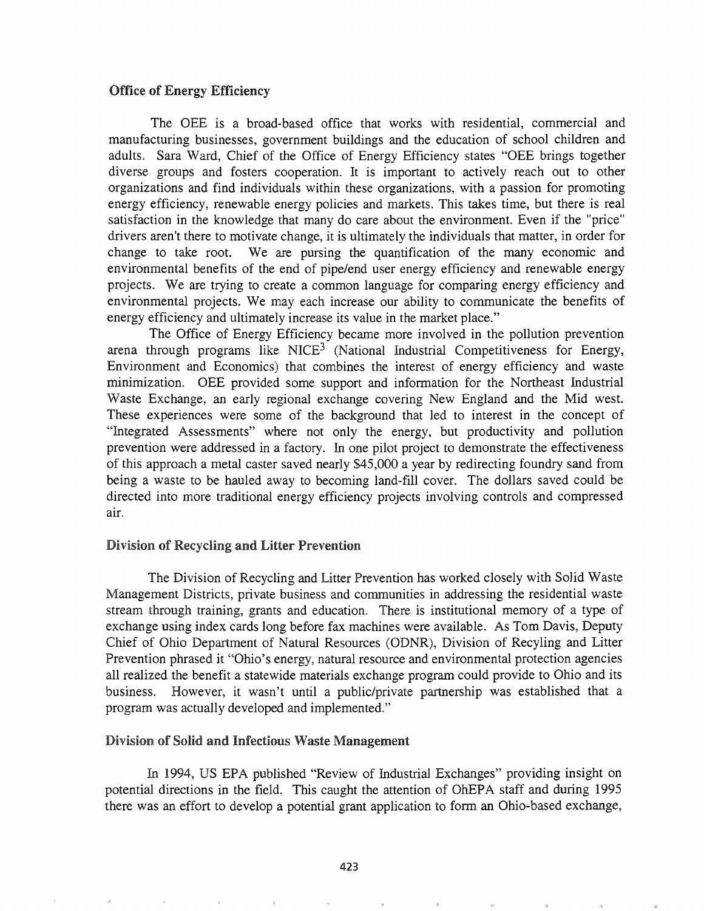## Office of Energy Efficiency

The OEE is a broad-based office that works with residential, commercial and manufacturing businesses, government buildings and the education of school children and adults. Sara Ward, Chief of the Office of Energy Efficiency states "OEE brings together diverse groups and fosters cooperation. It is important to actively reach out to other organizations and find individuals within these organizations, with a passion for promoting energy efficiency, renewable energy policies and markets. This takes time, but there is real satisfaction in the knowledge that many do care about the environment. Even if the "price" drivers aren't there to motivate change, it is ultimately the individuals that matter, in order for change to take root. We are pursing the quantification of the many economic and environmental benefits of the end of pipe/end user energy efficiency and renewable energy projects. We are trying to create a common language for comparing energy efficiency and environmental projects. We may each increase our ability to communicate the benefits of energy efficiency and ultimately increase its value in the market place."

The Office of Energy Efficiency became more involved in the pollution prevention arena through programs like NICE[3] (National Industrial Competitiveness for Energy, Environment and Economics) that combines the interest of energy efficiency and waste minimization. OEE provided some support and information for the Northeast Industrial Waste Exchange, an early regional exchange covering New England and the Mid west. These experiences were some of the background that led to interest in the concept of "Integrated Assessments" where not only the energy, but productivity and pollution prevention were addressed in a factory. In one pilot project to demonstrate the effectiveness of this approach a metal caster saved nearly $45,000 a year by redirecting foundry sand from being a waste to be hauled away to becoming land-fill cover. The dollars saved could be directed into more traditional energy efficiency projects involving controls and compressed air.

## Division of Recycling and Litter Prevention

The Division of Recycling and Litter Prevention has worked closely with Solid Waste Management Districts, private business and communities in addressing the residential waste stream through training, grants and education. There is institutional memory of a type of exchange using index cards long before fax machines were available. As Tom Davis, Deputy Chief of Ohio Department of Natural Resources (ODNR), Division of Recyling and Litter Prevention phrased it "Ohio's energy, natural resource and environmental protection agencies all realized the benefit a statewide materials exchange program could provide to Ohio and its business. However, it wasn't until a public/private partnership was established that a program was actually developed and implemented."

## Division of Solid and Infectious Waste Management

In 1994, US EPA published "Review of Industrial Exchanges" providing insight on potential directions in the field. This caught the attention of OhEPA staff and during 1995 there was an effort to develop a potential grant application to form an Ohio-based exchange,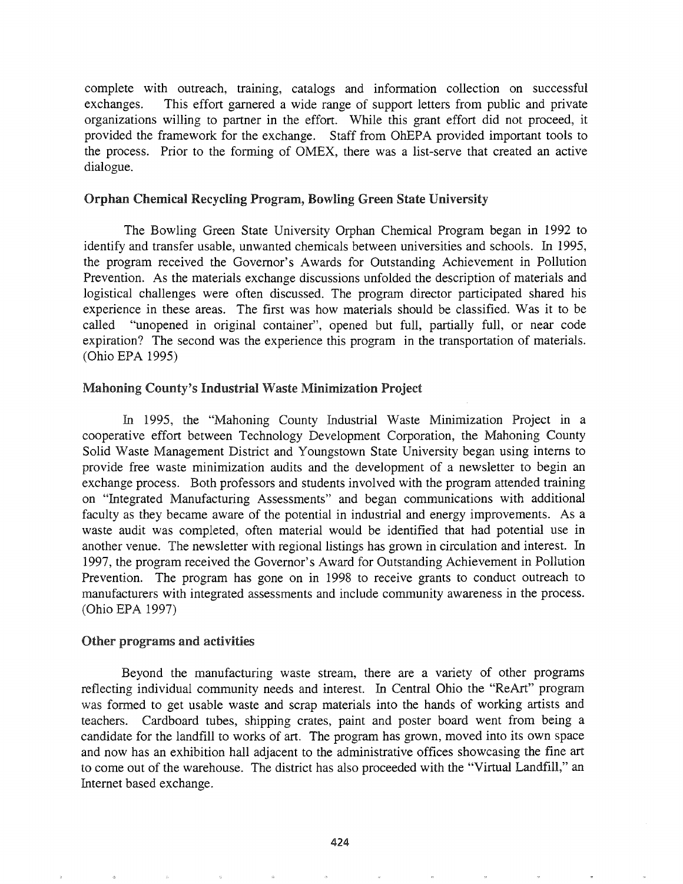complete with outreach, training, catalogs and information collection on successful exchanges. This effort garnered a wide range of support letters from public and private organizations willing to partner in the effort. While this grant effort did not proceed, it provided the framework for the exchange. Staff from OhEPA provided important tools to the process. Prior to the forming of OMEX, there was a list-serve that created an active dialogue.

### Orphan Chemical Recycling Program, Bowling Green State University

The Bowling Green State University Orphan Chemical Program began in 1992 to identify and transfer usable, unwanted chemicals between universities and schools. In 1995, the program received the Governor's Awards for Outstanding Achievement in Pollution Prevention. As the materials exchange discussions unfolded the description of materials and logistical challenges were often discussed. The program director participated shared his experience in these areas. The first was how materials should be classified. Was it to be called "unopened in original container", opened but full, partially full, or near code expiration? The second was the experience this program in the transportation of materials. (Ohio EPA 1995)

### Mahoning County's Industrial Waste Minimization Project

In 1995, the "Mahoning County Industrial Waste Minimization Project in a cooperative effort between Technology Development Corporation, the Mahoning County Solid Waste Management District and Youngstown State University began using interns to provide free waste minimization audits and the development of a newsletter to begin an exchange process. Both professors and students involved with the program attended training on "Integrated Manufacturing Assessments" and began communications with additional faculty as they became aware of the potential in industrial and energy improvements. As a waste audit was completed, often material would be identified that had potential use in another venue. The newsletter with regional listings has grown in circulation and interest. In 1997, the program received the Governor's Award for Outstanding Achievement in Pollution Prevention. The program has gone on in 1998 to receive grants to conduct outreach to manufacturers with integrated assessments and include community awareness in the process. (Ohio EPA 1997)

### Other programs and activities

Beyond the manufacturing waste stream, there are a variety of other programs reflecting individual community needs and interest. In Central Ohio the "ReArt" program was formed to get usable waste and scrap materials into the hands of working artists and teachers. Cardboard tubes, shipping crates, paint and poster board went from being a candidate for the landfill to works of art. The program has grown, moved into its own space and now has an exhibition hall adjacent to the administrative offices showcasing the fine art to come out of the warehouse. The district has also proceeded with the "Virtual Landfill," an Internet based exchange.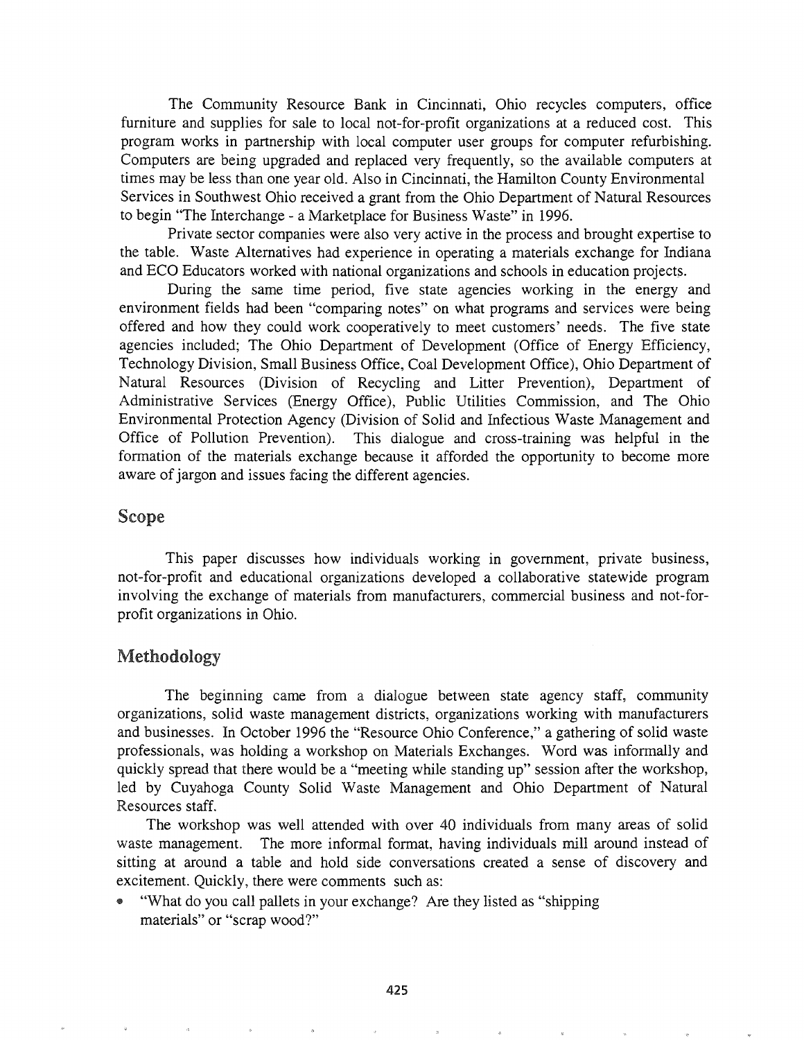The Community Resource Bank in Cincinnati, Ohio recycles computers, office furniture and supplies for sale to local not-for-profit organizations at a reduced cost. This program works in partnership with local computer user groups for computer refurbishing. Computers are being upgraded and replaced very frequently, so the available computers at times may be less than one year old. Also in Cincinnati, the Hamilton County Environmental Services in Southwest Ohio received a grant from the Ohio Department of Natural Resources to begin "The Interchange - a Marketplace for Business Waste" in 1996.

Private sector companies were also very active in the process and brought expertise to the table. Waste Alternatives had experience in operating a materials exchange for Indiana and ECO Educators worked with national organizations and schools in education projects.

During the same time period, five state agencies working in the energy and environment fields had been "comparing notes" on what programs and services were being offered and how they could work cooperatively to meet customers' needs. The five state agencies included; The Ohio Department of Development (Office of Energy Efficiency, Technology Division, Small Business Office, Coal Development Office), Ohio Department of Natural Resources (Division of Recycling and Litter Prevention), Department of Administrative Services (Energy Office), Public Utilities Commission, and The Ohio Environmental Protection Agency (Division of Solid and Infectious Waste Management and Office of Pollution Prevention). This dialogue and cross-training was helpful in the formation of the materials exchange because it afforded the opportunity to become more aware of jargon and issues facing the different agencies.

## Scope

This paper discusses how individuals working in government, private business, not-for-profit and educational organizations developed a collaborative statewide program involving the exchange of materials from manufacturers, commercial business and not-for-profit organizations in Ohio.

## Methodology

The beginning came from a dialogue between state agency staff, community organizations, solid waste management districts, organizations working with manufacturers and businesses. In October 1996 the "Resource Ohio Conference," a gathering of solid waste professionals, was holding a workshop on Materials Exchanges. Word was informally and quickly spread that there would be a "meeting while standing up" session after the workshop, led by Cuyahoga County Solid Waste Management and Ohio Department of Natural Resources staff.

The workshop was well attended with over 40 individuals from many areas of solid waste management. The more informal format, having individuals mill around instead of sitting at around a table and hold side conversations created a sense of discovery and excitement. Quickly, there were comments such as:

- "What do you call pallets in your exchange? Are they listed as "shipping materials" or "scrap wood?"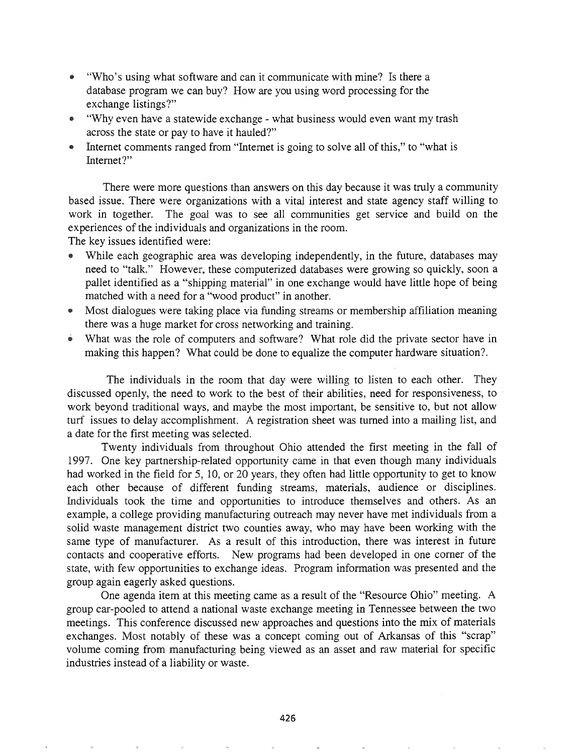- "Who's using what software and can it communicate with mine? Is there a database program we can buy? How are you using word processing for the exchange listings?"
- "Why even have a statewide exchange - what business would even want my trash across the state or pay to have it hauled?"
- Internet comments ranged from "Internet is going to solve all of this," to "what is Internet?"

There were more questions than answers on this day because it was truly a community based issue. There were organizations with a vital interest and state agency staff willing to work in together. The goal was to see all communities get service and build on the experiences of the individuals and organizations in the room.

The key issues identified were:

- While each geographic area was developing independently, in the future, databases may need to "talk." However, these computerized databases were growing so quickly, soon a pallet identified as a "shipping material" in one exchange would have little hope of being matched with a need for a "wood product" in another.
- Most dialogues were taking place via funding streams or membership affiliation meaning there was a huge market for cross networking and training.
- What was the role of computers and software? What role did the private sector have in making this happen? What could be done to equalize the computer hardware situation?.

The individuals in the room that day were willing to listen to each other. They discussed openly, the need to work to the best of their abilities, need for responsiveness, to work beyond traditional ways, and maybe the most important, be sensitive to, but not allow turf issues to delay accomplishment. A registration sheet was turned into a mailing list, and a date for the first meeting was selected.

Twenty individuals from throughout Ohio attended the first meeting in the fall of 1997. One key partnership-related opportunity came in that even though many individuals had worked in the field for 5, 10, or 20 years, they often had little opportunity to get to know each other because of different funding streams, materials, audience or disciplines. Individuals took the time and opportunities to introduce themselves and others. As an example, a college providing manufacturing outreach may never have met individuals from a solid waste management district two counties away, who may have been working with the same type of manufacturer. As a result of this introduction, there was interest in future contacts and cooperative efforts. New programs had been developed in one corner of the state, with few opportunities to exchange ideas. Program information was presented and the group again eagerly asked questions.

One agenda item at this meeting came as a result of the "Resource Ohio" meeting. A group car-pooled to attend a national waste exchange meeting in Tennessee between the two meetings. This conference discussed new approaches and questions into the mix of materials exchanges. Most notably of these was a concept coming out of Arkansas of this "scrap" volume coming from manufacturing being viewed as an asset and raw material for specific industries instead of a liability or waste.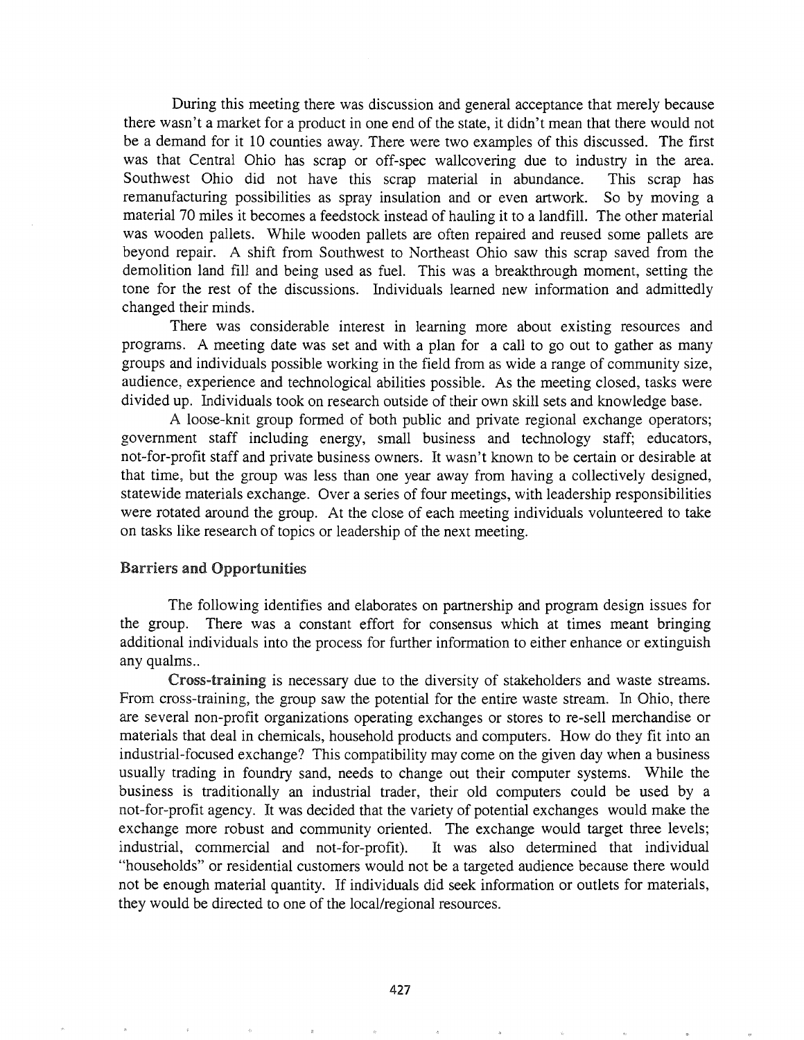During this meeting there was discussion and general acceptance that merely because there wasn't a market for a product in one end of the state, it didn't mean that there would not be a demand for it 10 counties away. There were two examples of this discussed. The first was that Central Ohio has scrap or off-spec wallcovering due to industry in the area. Southwest Ohio did not have this scrap material in abundance. This scrap has remanufacturing possibilities as spray insulation and or even artwork. So by moving a material 70 miles it becomes a feedstock instead of hauling it to a landfill. The other material was wooden pallets. While wooden pallets are often repaired and reused some pallets are beyond repair. A shift from Southwest to Northeast Ohio saw this scrap saved from the demolition land fill and being used as fuel. This was a breakthrough moment, setting the tone for the rest of the discussions. Individuals learned new information and admittedly changed their minds.

There was considerable interest in learning more about existing resources and programs. A meeting date was set and with a plan for a call to go out to gather as many groups and individuals possible working in the field from as wide a range of community size, audience, experience and technological abilities possible. As the meeting closed, tasks were divided up. Individuals took on research outside of their own skill sets and knowledge base.

A loose-knit group formed of both public and private regional exchange operators; government staff including energy, small business and technology staff; educators, not-for-profit staff and private business owners. It wasn't known to be certain or desirable at that time, but the group was less than one year away from having a collectively designed, statewide materials exchange. Over a series of four meetings, with leadership responsibilities were rotated around the group. At the close of each meeting individuals volunteered to take on tasks like research of topics or leadership of the next meeting.

## Barriers and Opportunities

The following identifies and elaborates on partnership and program design issues for the group. There was a constant effort for consensus which at times meant bringing additional individuals into the process for further information to either enhance or extinguish any qualms..

**Cross-training** is necessary due to the diversity of stakeholders and waste streams. From cross-training, the group saw the potential for the entire waste stream. In Ohio, there are several non-profit organizations operating exchanges or stores to re-sell merchandise or materials that deal in chemicals, household products and computers. How do they fit into an industrial-focused exchange? This compatibility may come on the given day when a business usually trading in foundry sand, needs to change out their computer systems. While the business is traditionally an industrial trader, their old computers could be used by a not-for-profit agency. It was decided that the variety of potential exchanges would make the exchange more robust and community oriented. The exchange would target three levels; industrial, commercial and not-for-profit). It was also determined that individual "households" or residential customers would not be a targeted audience because there would not be enough material quantity. If individuals did seek information or outlets for materials, they would be directed to one of the local/regional resources.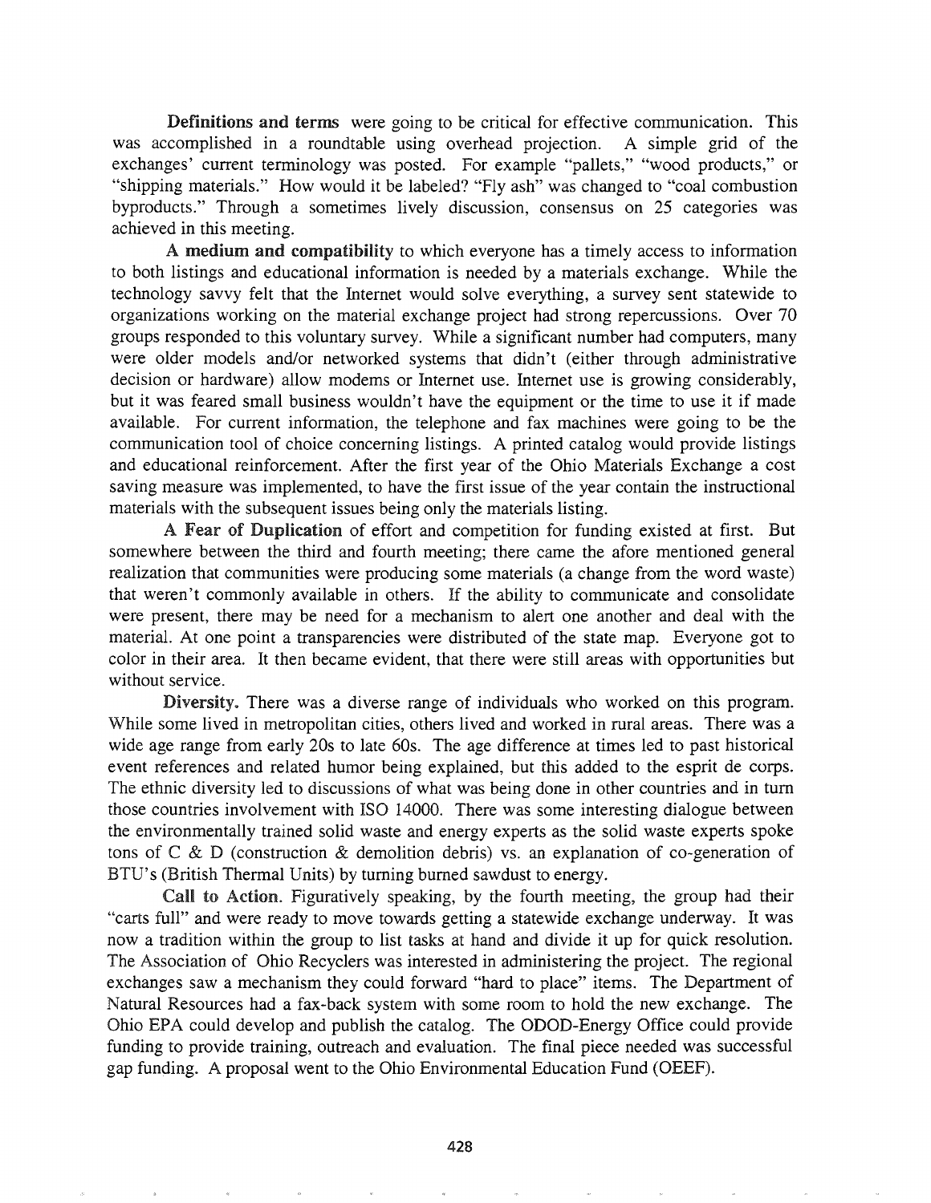**Definitions and terms** were going to be critical for effective communication. This was accomplished in a roundtable using overhead projection. A simple grid of the exchanges' current terminology was posted. For example "pallets," "wood products," or "shipping materials." How would it be labeled? "Fly ash" was changed to "coal combustion byproducts." Through a sometimes lively discussion, consensus on 25 categories was achieved in this meeting.

**A medium and compatibility** to which everyone has a timely access to information to both listings and educational information is needed by a materials exchange. While the technology savvy felt that the Internet would solve everything, a survey sent statewide to organizations working on the material exchange project had strong repercussions. Over 70 groups responded to this voluntary survey. While a significant number had computers, many were older models and/or networked systems that didn't (either through administrative decision or hardware) allow modems or Internet use. Internet use is growing considerably, but it was feared small business wouldn't have the equipment or the time to use it if made available. For current information, the telephone and fax machines were going to be the communication tool of choice concerning listings. A printed catalog would provide listings and educational reinforcement. After the first year of the Ohio Materials Exchange a cost saving measure was implemented, to have the first issue of the year contain the instructional materials with the subsequent issues being only the materials listing.

**A Fear of Duplication** of effort and competition for funding existed at first. But somewhere between the third and fourth meeting; there came the afore mentioned general realization that communities were producing some materials (a change from the word waste) that weren't commonly available in others. If the ability to communicate and consolidate were present, there may be need for a mechanism to alert one another and deal with the material. At one point a transparencies were distributed of the state map. Everyone got to color in their area. It then became evident, that there were still areas with opportunities but without service.

**Diversity.** There was a diverse range of individuals who worked on this program. While some lived in metropolitan cities, others lived and worked in rural areas. There was a wide age range from early 20s to late 60s. The age difference at times led to past historical event references and related humor being explained, but this added to the esprit de corps. The ethnic diversity led to discussions of what was being done in other countries and in turn those countries involvement with ISO 14000. There was some interesting dialogue between the environmentally trained solid waste and energy experts as the solid waste experts spoke tons of C & D (construction & demolition debris) vs. an explanation of co-generation of BTU's (British Thermal Units) by turning burned sawdust to energy.

**Call to Action.** Figuratively speaking, by the fourth meeting, the group had their "carts full" and were ready to move towards getting a statewide exchange underway. It was now a tradition within the group to list tasks at hand and divide it up for quick resolution. The Association of Ohio Recyclers was interested in administering the project. The regional exchanges saw a mechanism they could forward "hard to place" items. The Department of Natural Resources had a fax-back system with some room to hold the new exchange. The Ohio EPA could develop and publish the catalog. The ODOD-Energy Office could provide funding to provide training, outreach and evaluation. The final piece needed was successful gap funding. A proposal went to the Ohio Environmental Education Fund (OEEF).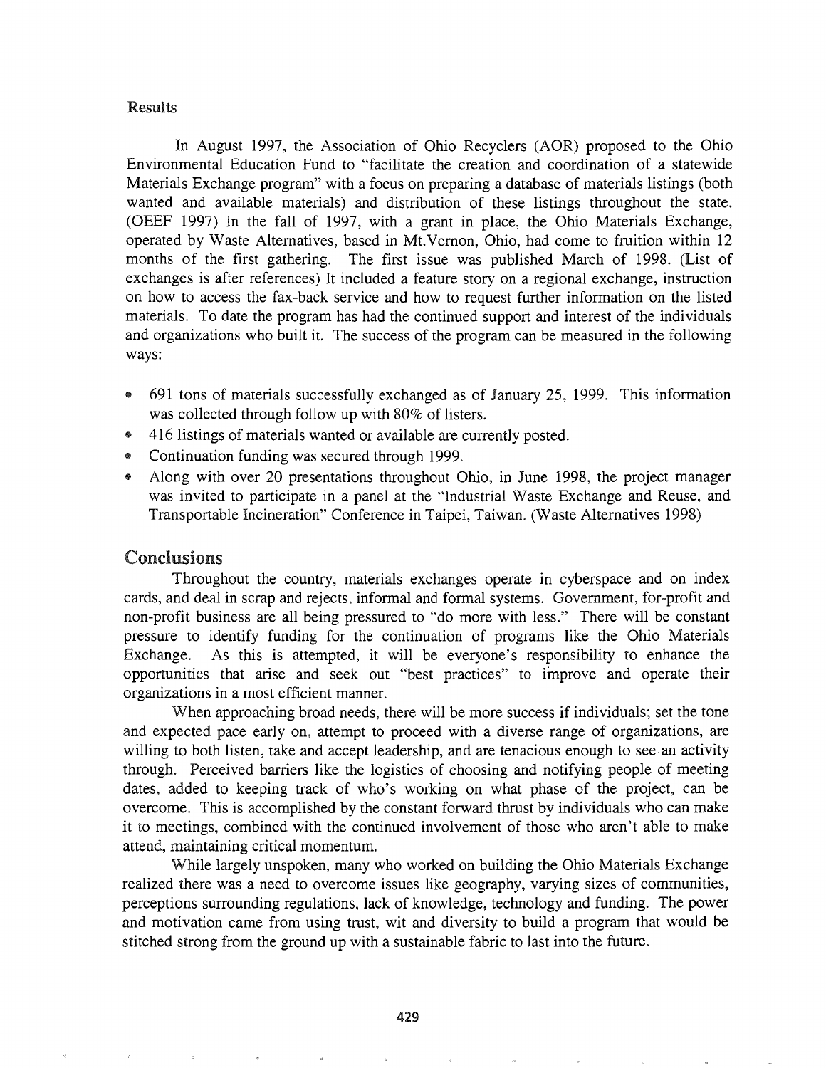## Results

In August 1997, the Association of Ohio Recyclers (AOR) proposed to the Ohio Environmental Education Fund to "facilitate the creation and coordination of a statewide Materials Exchange program" with a focus on preparing a database of materials listings (both wanted and available materials) and distribution of these listings throughout the state. (OEEF 1997) In the fall of 1997, with a grant in place, the Ohio Materials Exchange, operated by Waste Alternatives, based in Mt.Vernon, Ohio, had come to fruition within 12 months of the first gathering. The first issue was published March of 1998. (List of exchanges is after references) It included a feature story on a regional exchange, instruction on how to access the fax-back service and how to request further information on the listed materials. To date the program has had the continued support and interest of the individuals and organizations who built it. The success of the program can be measured in the following ways:

- 691 tons of materials successfully exchanged as of January 25, 1999. This information was collected through follow up with 80% of listers.
- 416 listings of materials wanted or available are currently posted.
- Continuation funding was secured through 1999.
- Along with over 20 presentations throughout Ohio, in June 1998, the project manager was invited to participate in a panel at the "Industrial Waste Exchange and Reuse, and Transportable Incineration" Conference in Taipei, Taiwan. (Waste Alternatives 1998)

## Conclusions

Throughout the country, materials exchanges operate in cyberspace and on index cards, and deal in scrap and rejects, informal and formal systems. Government, for-profit and non-profit business are all being pressured to "do more with less." There will be constant pressure to identify funding for the continuation of programs like the Ohio Materials Exchange. As this is attempted, it will be everyone's responsibility to enhance the opportunities that arise and seek out "best practices" to improve and operate their organizations in a most efficient manner.

When approaching broad needs, there will be more success if individuals; set the tone and expected pace early on, attempt to proceed with a diverse range of organizations, are willing to both listen, take and accept leadership, and are tenacious enough to see an activity through. Perceived barriers like the logistics of choosing and notifying people of meeting dates, added to keeping track of who's working on what phase of the project, can be overcome. This is accomplished by the constant forward thrust by individuals who can make it to meetings, combined with the continued involvement of those who aren't able to make attend, maintaining critical momentum.

While largely unspoken, many who worked on building the Ohio Materials Exchange realized there was a need to overcome issues like geography, varying sizes of communities, perceptions surrounding regulations, lack of knowledge, technology and funding. The power and motivation came from using trust, wit and diversity to build a program that would be stitched strong from the ground up with a sustainable fabric to last into the future.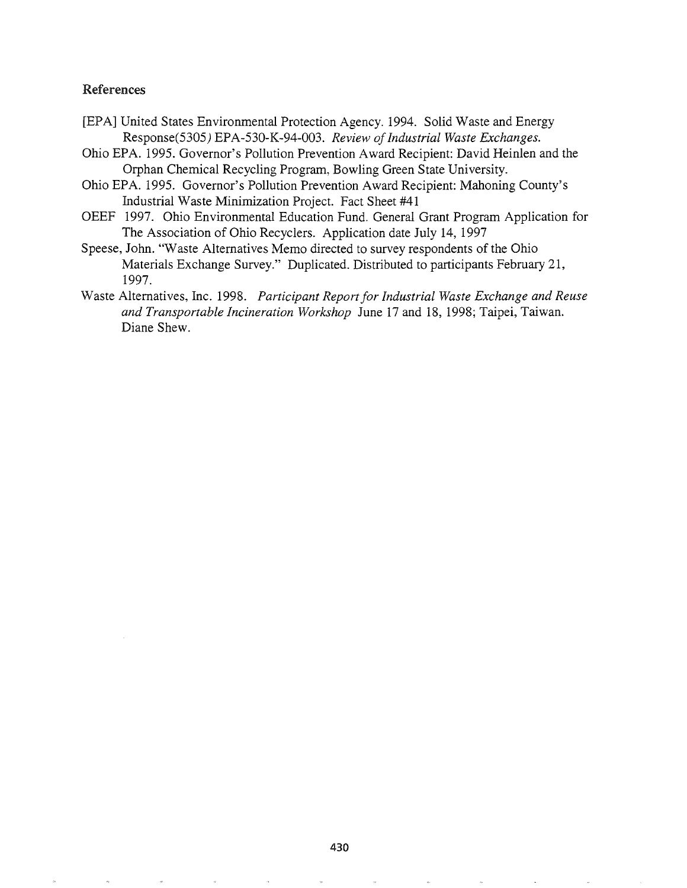## References

[EPA] United States Environmental Protection Agency. 1994. Solid Waste and Energy Response(5305) EPA-530-K-94-003. *Review of Industrial Waste Exchanges.*

Ohio EPA. 1995. Governor's Pollution Prevention Award Recipient: David Heinlen and the Orphan Chemical Recycling Program, Bowling Green State University.

Ohio EPA. 1995. Governor's Pollution Prevention Award Recipient: Mahoning County's Industrial Waste Minimization Project. Fact Sheet #41

OEEF 1997. Ohio Environmental Education Fund. General Grant Program Application for The Association of Ohio Recyclers. Application date July 14, 1997

Speese, John. "Waste Alternatives Memo directed to survey respondents of the Ohio Materials Exchange Survey." Duplicated. Distributed to participants February 21, 1997.

Waste Alternatives, Inc. 1998. *Participant Report for Industrial Waste Exchange and Reuse and Transportable Incineration Workshop* June 17 and 18, 1998; Taipei, Taiwan. Diane Shew.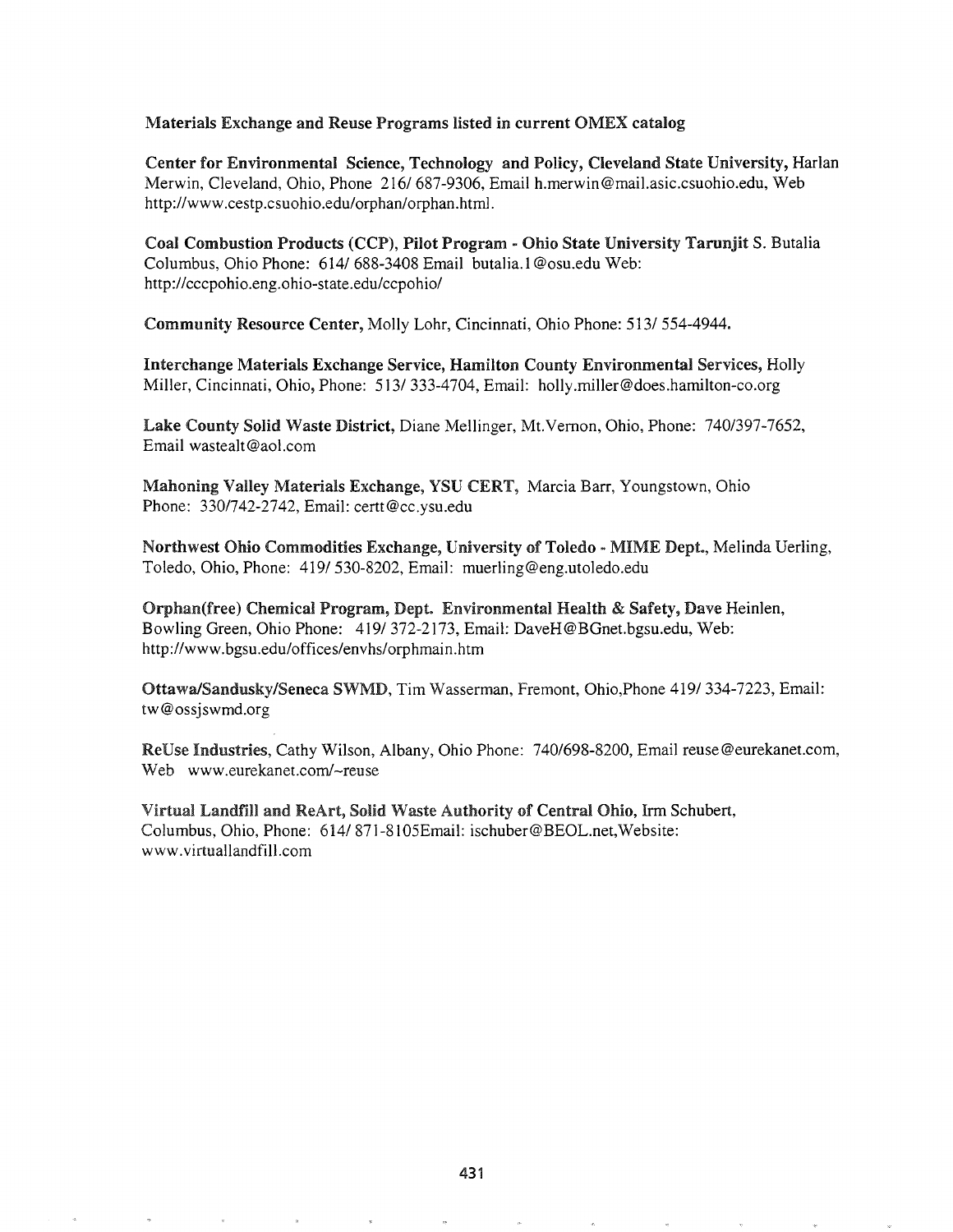**Materials Exchange and Reuse Programs listed in current OMEX catalog**

**Center for Environmental Science, Technology and Policy, Cleveland State University,** Harlan Merwin, Cleveland, Ohio, Phone 216/ 687-9306, Email h.merwin@mail.asic.csuohio.edu, Web http://www.cestp.csuohio.edu/orphan/orphan.html.

**Coal Combustion Products (CCP), Pilot Program - Ohio State University Tarunjit** S. Butalia Columbus, Ohio Phone: 614/ 688-3408 Email butalia.1@osu.edu Web: http://cccpohio.eng.ohio-state.edu/ccpohio/

**Community Resource Center,** Molly Lohr, Cincinnati, Ohio Phone: 513/ 554-4944.

**Interchange Materials Exchange Service, Hamilton County Environmental Services,** Holly Miller, Cincinnati, Ohio, Phone: 513/ 333-4704, Email: holly.miller@does.hamilton-co.org

**Lake County Solid Waste District,** Diane Mellinger, Mt.Vernon, Ohio, Phone: 740/397-7652, Email wastealt@aol.com

**Mahoning Valley Materials Exchange, YSU CERT,** Marcia Barr, Youngstown, Ohio Phone: 330/742-2742, Email: certt@cc.ysu.edu

**Northwest Ohio Commodities Exchange, University of Toledo - MIME Dept.,** Melinda Uerling, Toledo, Ohio, Phone: 419/ 530-8202, Email: muerling@eng.utoledo.edu

**Orphan(free) Chemical Program, Dept. Environmental Health & Safety, Dave** Heinlen, Bowling Green, Ohio Phone: 419/ 372-2173, Email: DaveH@BGnet.bgsu.edu, Web: http://www.bgsu.edu/offices/envhs/orphmain.htm

**Ottawa/Sandusky/Seneca SWMD,** Tim Wasserman, Fremont, Ohio,Phone 419/ 334-7223, Email: tw@ossjswmd.org

**ReUse Industries,** Cathy Wilson, Albany, Ohio Phone: 740/698-8200, Email reuse@eurekanet.com, Web www.eurekanet.com/~reuse

**Virtual Landfill and ReArt, Solid Waste Authority of Central Ohio,** Irm Schubert, Columbus, Ohio, Phone: 614/ 871-8105Email: ischuber@BEOL.net,Website: www.virtuallandfill.com